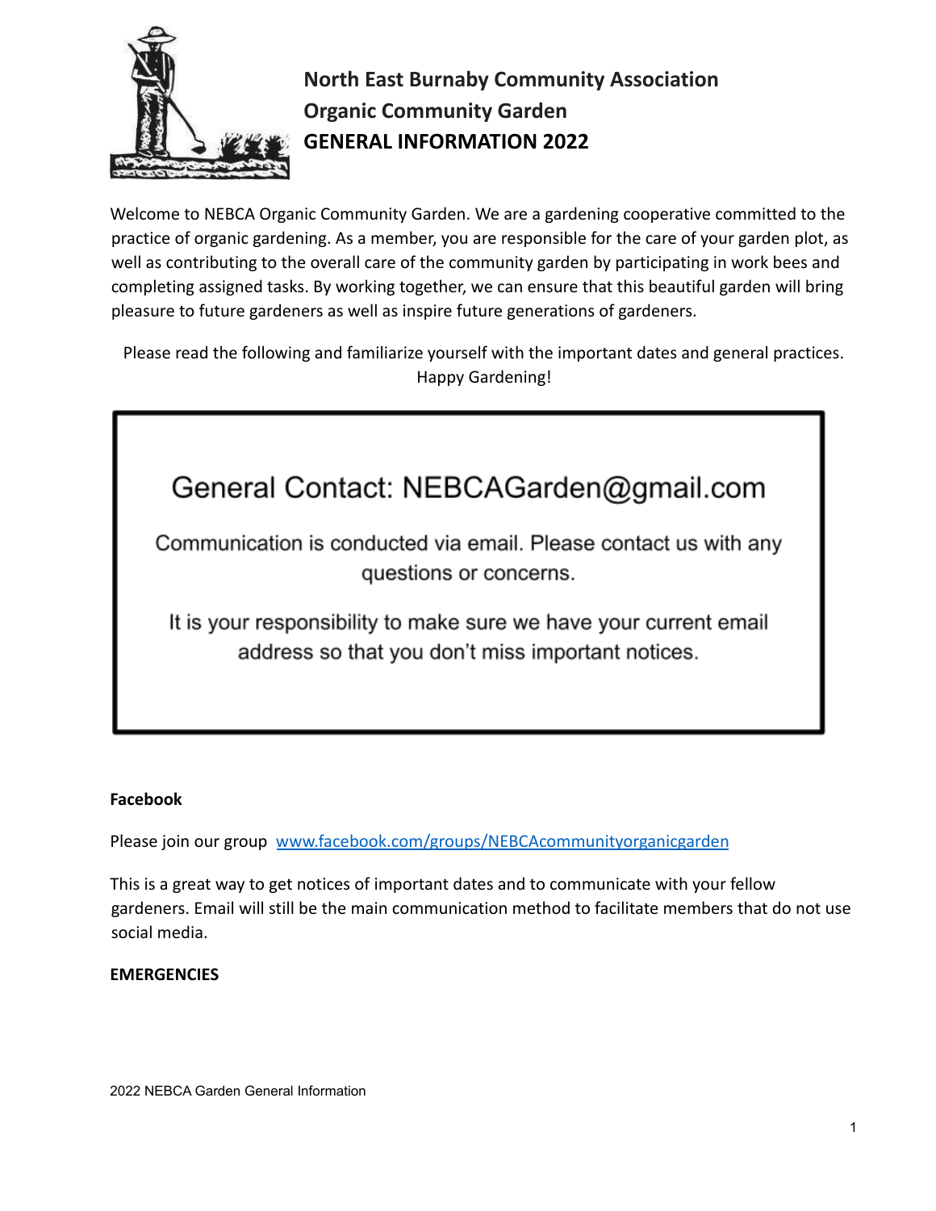**North East Burnaby Community Association**
**Organic Community Garden**
**GENERAL INFORMATION 2022**

Welcome to NEBCA Organic Community Garden. We are a gardening cooperative committed to the practice of organic gardening. As a member, you are responsible for the care of your garden plot, as well as contributing to the overall care of the community garden by participating in work bees and completing assigned tasks. By working together, we can ensure that this beautiful garden will bring pleasure to future gardeners as well as inspire future generations of gardeners.

Please read the following and familiarize yourself with the important dates and general practices. Happy Gardening!

> ## General Contact: NEBCAGarden@gmail.com
>
> Communication is conducted via email. Please contact us with any questions or concerns.
>
> It is your responsibility to make sure we have your current email address so that you don't miss important notices.

**Facebook**

Please join our group [www.facebook.com/groups/NEBCAcommunityorganicgarden](https://www.facebook.com/groups/NEBCAcommunityorganicgarden)

This is a great way to get notices of important dates and to communicate with your fellow gardeners. Email will still be the main communication method to facilitate members that do not use social media.

**EMERGENCIES**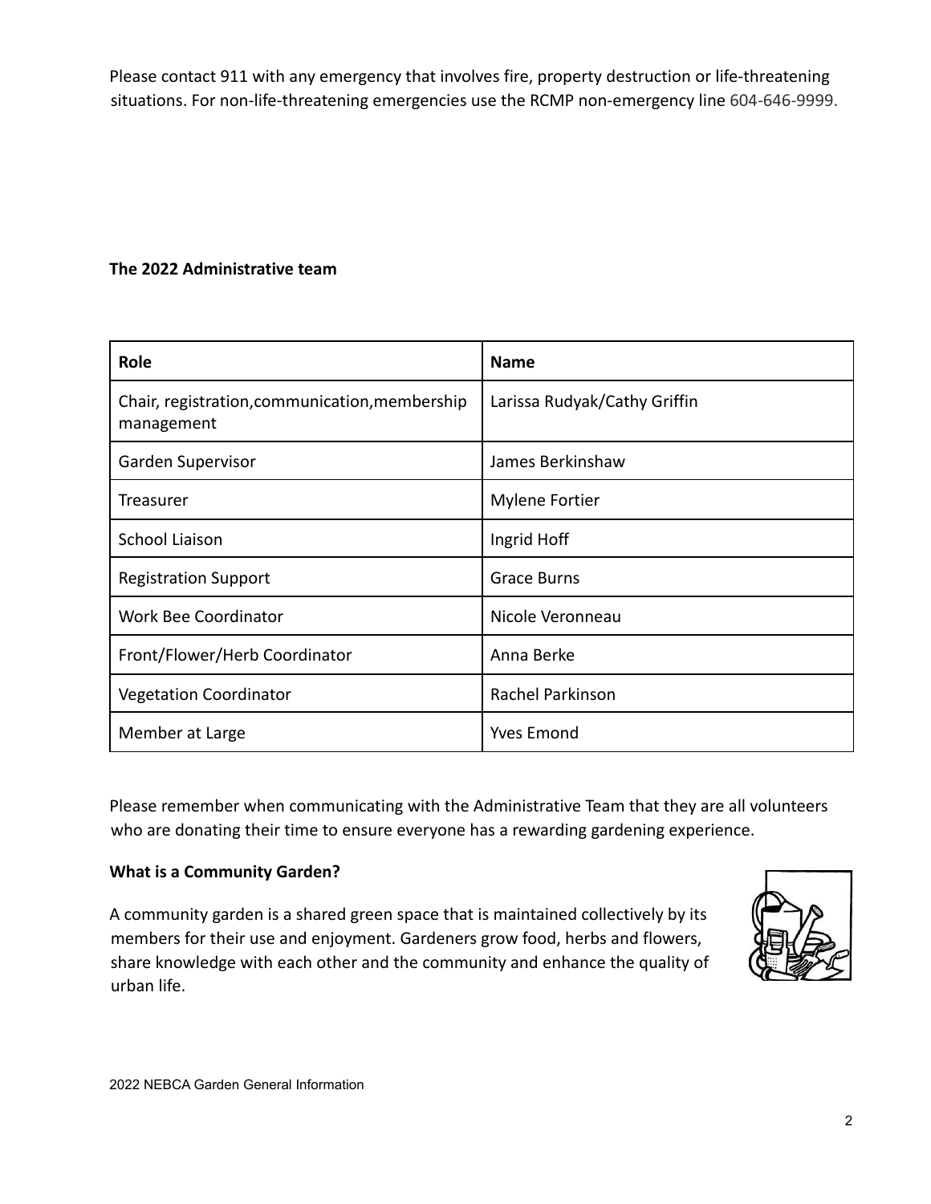Please contact 911 with any emergency that involves fire, property destruction or life-threatening situations. For non-life-threatening emergencies use the RCMP non-emergency line 604-646-9999.

**The 2022 Administrative team**

| Role | Name |
| --- | --- |
| Chair, registration,communication,membership management | Larissa Rudyak/Cathy Griffin |
| Garden Supervisor | James Berkinshaw |
| Treasurer | Mylene Fortier |
| School Liaison | Ingrid Hoff |
| Registration Support | Grace Burns |
| Work Bee Coordinator | Nicole Veronneau |
| Front/Flower/Herb Coordinator | Anna Berke |
| Vegetation Coordinator | Rachel Parkinson |
| Member at Large | Yves Emond |

Please remember when communicating with the Administrative Team that they are all volunteers who are donating their time to ensure everyone has a rewarding gardening experience.

**What is a Community Garden?**

A community garden is a shared green space that is maintained collectively by its members for their use and enjoyment. Gardeners grow food, herbs and flowers, share knowledge with each other and the community and enhance the quality of urban life.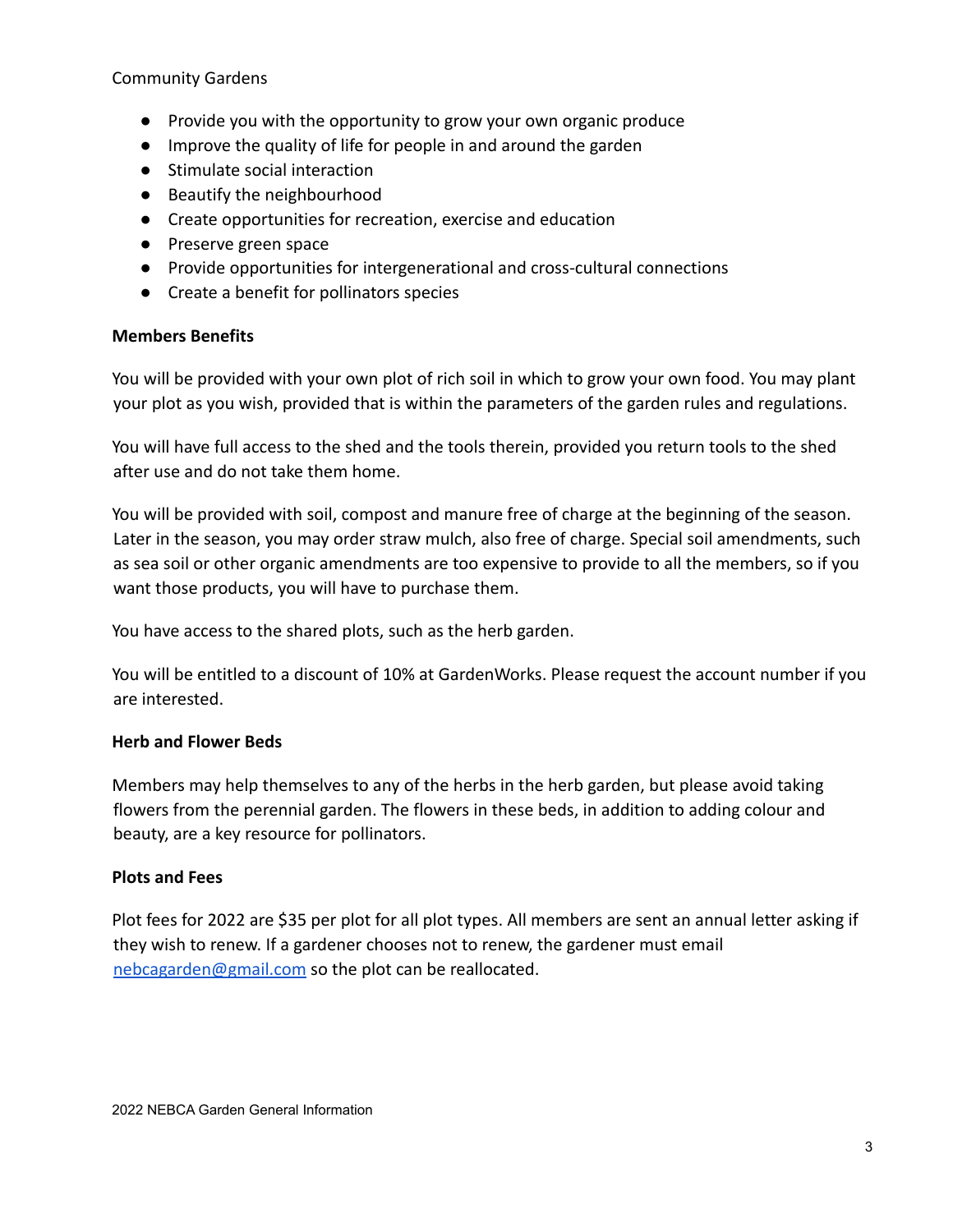Community Gardens

- Provide you with the opportunity to grow your own organic produce
- Improve the quality of life for people in and around the garden
- Stimulate social interaction
- Beautify the neighbourhood
- Create opportunities for recreation, exercise and education
- Preserve green space
- Provide opportunities for intergenerational and cross-cultural connections
- Create a benefit for pollinators species

**Members Benefits**

You will be provided with your own plot of rich soil in which to grow your own food. You may plant your plot as you wish, provided that is within the parameters of the garden rules and regulations.

You will have full access to the shed and the tools therein, provided you return tools to the shed after use and do not take them home.

You will be provided with soil, compost and manure free of charge at the beginning of the season. Later in the season, you may order straw mulch, also free of charge. Special soil amendments, such as sea soil or other organic amendments are too expensive to provide to all the members, so if you want those products, you will have to purchase them.

You have access to the shared plots, such as the herb garden.

You will be entitled to a discount of 10% at GardenWorks. Please request the account number if you are interested.

**Herb and Flower Beds**

Members may help themselves to any of the herbs in the herb garden, but please avoid taking flowers from the perennial garden. The flowers in these beds, in addition to adding colour and beauty, are a key resource for pollinators.

**Plots and Fees**

Plot fees for 2022 are $35 per plot for all plot types. All members are sent an annual letter asking if they wish to renew. If a gardener chooses not to renew, the gardener must email nebcagarden@gmail.com so the plot can be reallocated.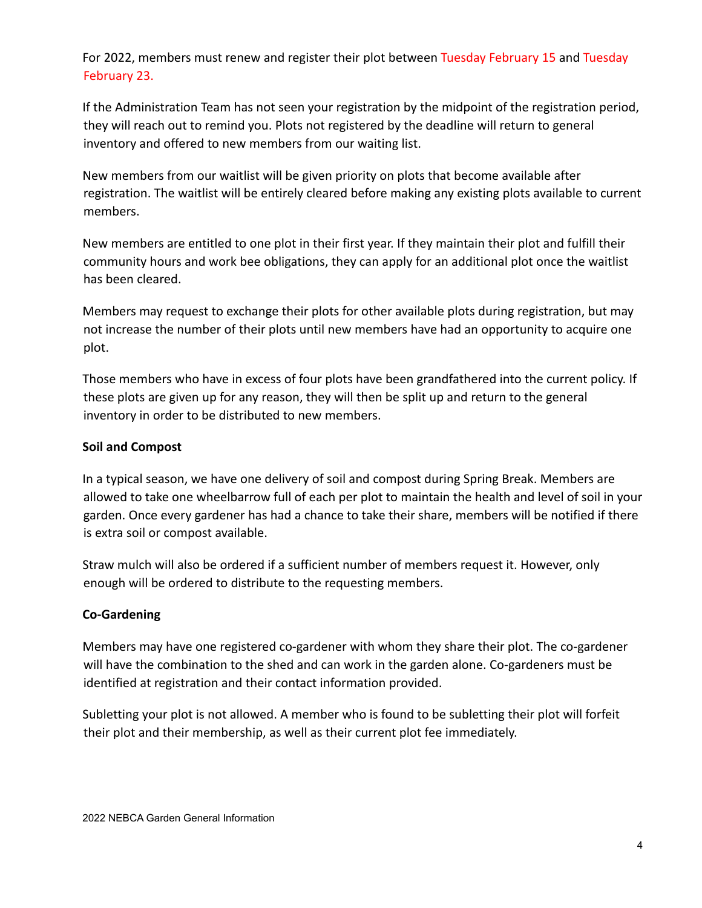For 2022, members must renew and register their plot between Tuesday February 15 and Tuesday February 23.

If the Administration Team has not seen your registration by the midpoint of the registration period, they will reach out to remind you. Plots not registered by the deadline will return to general inventory and offered to new members from our waiting list.

New members from our waitlist will be given priority on plots that become available after registration. The waitlist will be entirely cleared before making any existing plots available to current members.

New members are entitled to one plot in their first year. If they maintain their plot and fulfill their community hours and work bee obligations, they can apply for an additional plot once the waitlist has been cleared.

Members may request to exchange their plots for other available plots during registration, but may not increase the number of their plots until new members have had an opportunity to acquire one plot.

Those members who have in excess of four plots have been grandfathered into the current policy. If these plots are given up for any reason, they will then be split up and return to the general inventory in order to be distributed to new members.

**Soil and Compost**

In a typical season, we have one delivery of soil and compost during Spring Break. Members are allowed to take one wheelbarrow full of each per plot to maintain the health and level of soil in your garden. Once every gardener has had a chance to take their share, members will be notified if there is extra soil or compost available.

Straw mulch will also be ordered if a sufficient number of members request it. However, only enough will be ordered to distribute to the requesting members.

**Co-Gardening**

Members may have one registered co-gardener with whom they share their plot. The co-gardener will have the combination to the shed and can work in the garden alone. Co-gardeners must be identified at registration and their contact information provided.

Subletting your plot is not allowed. A member who is found to be subletting their plot will forfeit their plot and their membership, as well as their current plot fee immediately.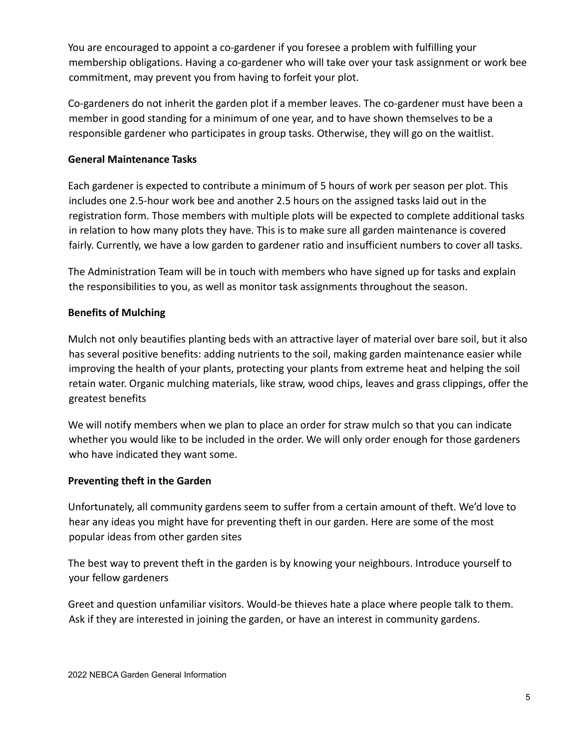You are encouraged to appoint a co-gardener if you foresee a problem with fulfilling your membership obligations. Having a co-gardener who will take over your task assignment or work bee commitment, may prevent you from having to forfeit your plot.

Co-gardeners do not inherit the garden plot if a member leaves. The co-gardener must have been a member in good standing for a minimum of one year, and to have shown themselves to be a responsible gardener who participates in group tasks. Otherwise, they will go on the waitlist.

**General Maintenance Tasks**

Each gardener is expected to contribute a minimum of 5 hours of work per season per plot. This includes one 2.5-hour work bee and another 2.5 hours on the assigned tasks laid out in the registration form. Those members with multiple plots will be expected to complete additional tasks in relation to how many plots they have. This is to make sure all garden maintenance is covered fairly. Currently, we have a low garden to gardener ratio and insufficient numbers to cover all tasks.

The Administration Team will be in touch with members who have signed up for tasks and explain the responsibilities to you, as well as monitor task assignments throughout the season.

**Benefits of Mulching**

Mulch not only beautifies planting beds with an attractive layer of material over bare soil, but it also has several positive benefits: adding nutrients to the soil, making garden maintenance easier while improving the health of your plants, protecting your plants from extreme heat and helping the soil retain water. Organic mulching materials, like straw, wood chips, leaves and grass clippings, offer the greatest benefits

We will notify members when we plan to place an order for straw mulch so that you can indicate whether you would like to be included in the order. We will only order enough for those gardeners who have indicated they want some.

**Preventing theft in the Garden**

Unfortunately, all community gardens seem to suffer from a certain amount of theft. We'd love to hear any ideas you might have for preventing theft in our garden. Here are some of the most popular ideas from other garden sites

The best way to prevent theft in the garden is by knowing your neighbours. Introduce yourself to your fellow gardeners

Greet and question unfamiliar visitors. Would-be thieves hate a place where people talk to them. Ask if they are interested in joining the garden, or have an interest in community gardens.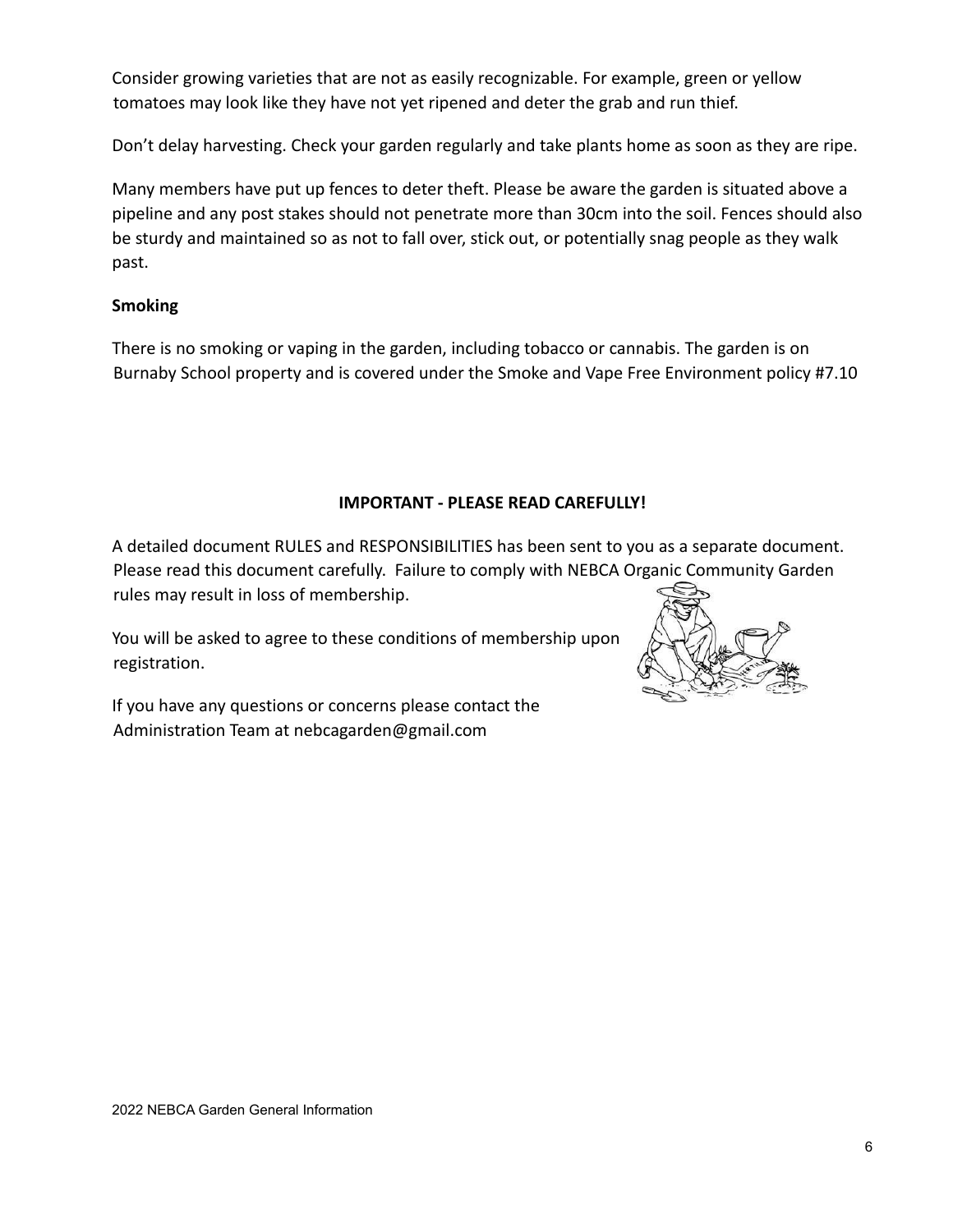Consider growing varieties that are not as easily recognizable. For example, green or yellow tomatoes may look like they have not yet ripened and deter the grab and run thief.

Don't delay harvesting. Check your garden regularly and take plants home as soon as they are ripe.

Many members have put up fences to deter theft. Please be aware the garden is situated above a pipeline and any post stakes should not penetrate more than 30cm into the soil. Fences should also be sturdy and maintained so as not to fall over, stick out, or potentially snag people as they walk past.

**Smoking**

There is no smoking or vaping in the garden, including tobacco or cannabis. The garden is on Burnaby School property and is covered under the Smoke and Vape Free Environment policy #7.10

**IMPORTANT - PLEASE READ CAREFULLY!**

A detailed document RULES and RESPONSIBILITIES has been sent to you as a separate document. Please read this document carefully. Failure to comply with NEBCA Organic Community Garden rules may result in loss of membership.

You will be asked to agree to these conditions of membership upon registration.

If you have any questions or concerns please contact the Administration Team at nebcagarden@gmail.com